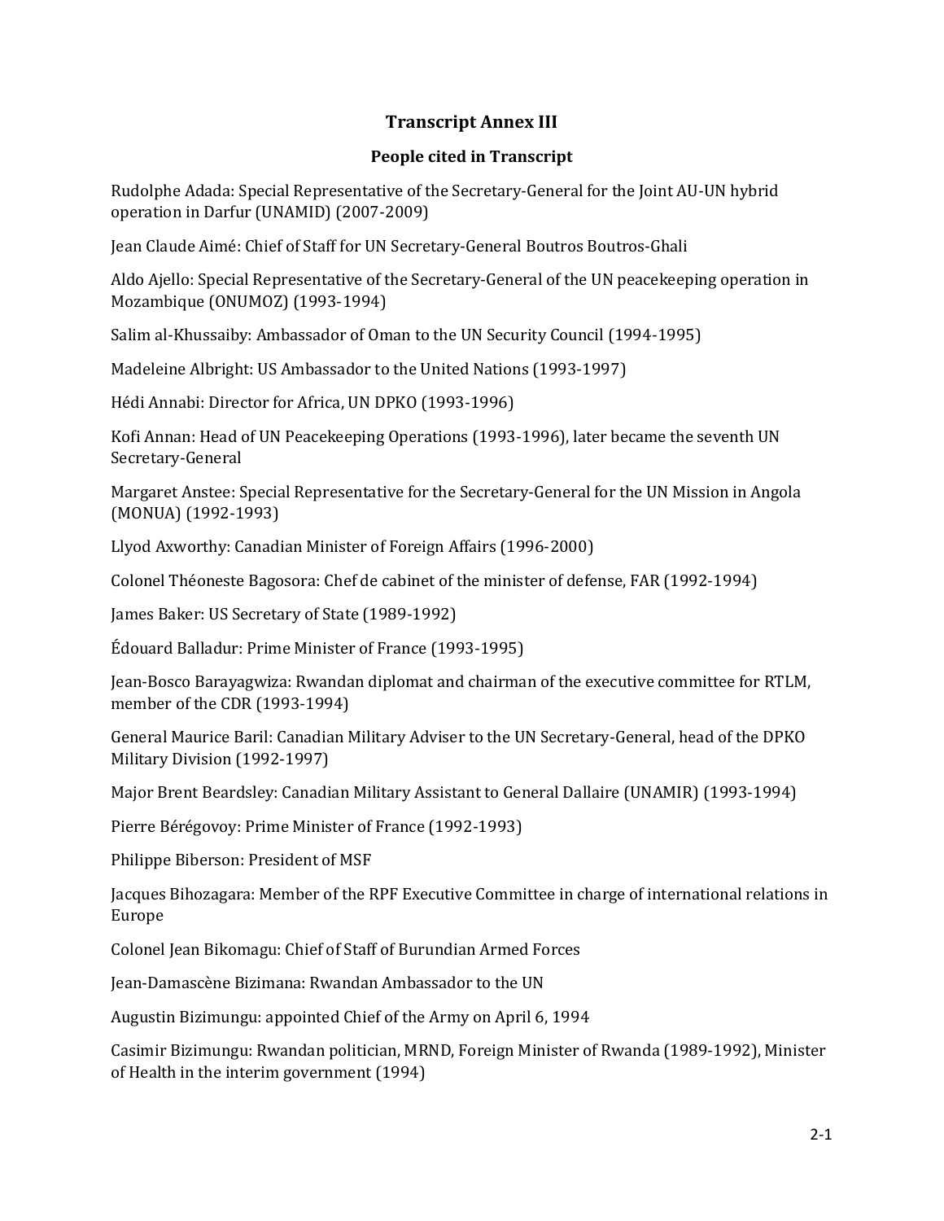# Transcript Annex III

## People cited in Transcript

Rudolphe Adada: Special Representative of the Secretary-General for the Joint AU-UN hybrid operation in Darfur (UNAMID) (2007-2009)

Jean Claude Aimé: Chief of Staff for UN Secretary-General Boutros Boutros-Ghali

Aldo Ajello: Special Representative of the Secretary-General of the UN peacekeeping operation in Mozambique (ONUMOZ) (1993-1994)

Salim al-Khussaiby: Ambassador of Oman to the UN Security Council (1994-1995)

Madeleine Albright: US Ambassador to the United Nations (1993-1997)

Hédi Annabi: Director for Africa, UN DPKO (1993-1996)

Kofi Annan: Head of UN Peacekeeping Operations (1993-1996), later became the seventh UN Secretary-General

Margaret Anstee: Special Representative for the Secretary-General for the UN Mission in Angola (MONUA) (1992-1993)

Llyod Axworthy: Canadian Minister of Foreign Affairs (1996-2000)

Colonel Théoneste Bagosora: Chef de cabinet of the minister of defense, FAR (1992-1994)

James Baker: US Secretary of State (1989-1992)

Édouard Balladur: Prime Minister of France (1993-1995)

Jean-Bosco Barayagwiza: Rwandan diplomat and chairman of the executive committee for RTLM, member of the CDR (1993-1994)

General Maurice Baril: Canadian Military Adviser to the UN Secretary-General, head of the DPKO Military Division (1992-1997)

Major Brent Beardsley: Canadian Military Assistant to General Dallaire (UNAMIR) (1993-1994)

Pierre Bérégovoy: Prime Minister of France (1992-1993)

Philippe Biberson: President of MSF

Jacques Bihozagara: Member of the RPF Executive Committee in charge of international relations in Europe

Colonel Jean Bikomagu: Chief of Staff of Burundian Armed Forces

Jean-Damascène Bizimana: Rwandan Ambassador to the UN

Augustin Bizimungu: appointed Chief of the Army on April 6, 1994

Casimir Bizimungu: Rwandan politician, MRND, Foreign Minister of Rwanda (1989-1992), Minister of Health in the interim government (1994)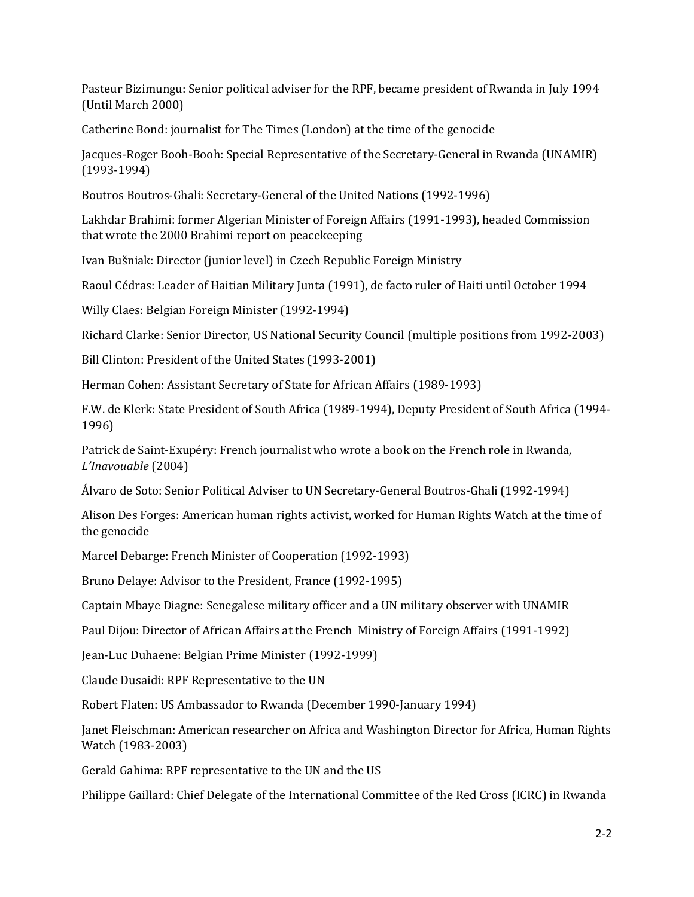Pasteur Bizimungu: Senior political adviser for the RPF, became president of Rwanda in July 1994 (Until March 2000)

Catherine Bond: journalist for The Times (London) at the time of the genocide

Jacques-Roger Booh-Booh: Special Representative of the Secretary-General in Rwanda (UNAMIR) (1993-1994)

Boutros Boutros-Ghali: Secretary-General of the United Nations (1992-1996)

Lakhdar Brahimi: former Algerian Minister of Foreign Affairs (1991-1993), headed Commission that wrote the 2000 Brahimi report on peacekeeping

Ivan Bušniak: Director (junior level) in Czech Republic Foreign Ministry

Raoul Cédras: Leader of Haitian Military Junta (1991), de facto ruler of Haiti until October 1994

Willy Claes: Belgian Foreign Minister (1992-1994)

Richard Clarke: Senior Director, US National Security Council (multiple positions from 1992-2003)

Bill Clinton: President of the United States (1993-2001)

Herman Cohen: Assistant Secretary of State for African Affairs (1989-1993)

F.W. de Klerk: State President of South Africa (1989-1994), Deputy President of South Africa (1994-1996)

Patrick de Saint-Exupéry: French journalist who wrote a book on the French role in Rwanda, *L'Inavouable* (2004)

Álvaro de Soto: Senior Political Adviser to UN Secretary-General Boutros-Ghali (1992-1994)

Alison Des Forges: American human rights activist, worked for Human Rights Watch at the time of the genocide

Marcel Debarge: French Minister of Cooperation (1992-1993)

Bruno Delaye: Advisor to the President, France (1992-1995)

Captain Mbaye Diagne: Senegalese military officer and a UN military observer with UNAMIR

Paul Dijou: Director of African Affairs at the French Ministry of Foreign Affairs (1991-1992)

Jean-Luc Duhaene: Belgian Prime Minister (1992-1999)

Claude Dusaidi: RPF Representative to the UN

Robert Flaten: US Ambassador to Rwanda (December 1990-January 1994)

Janet Fleischman: American researcher on Africa and Washington Director for Africa, Human Rights Watch (1983-2003)

Gerald Gahima: RPF representative to the UN and the US

Philippe Gaillard: Chief Delegate of the International Committee of the Red Cross (ICRC) in Rwanda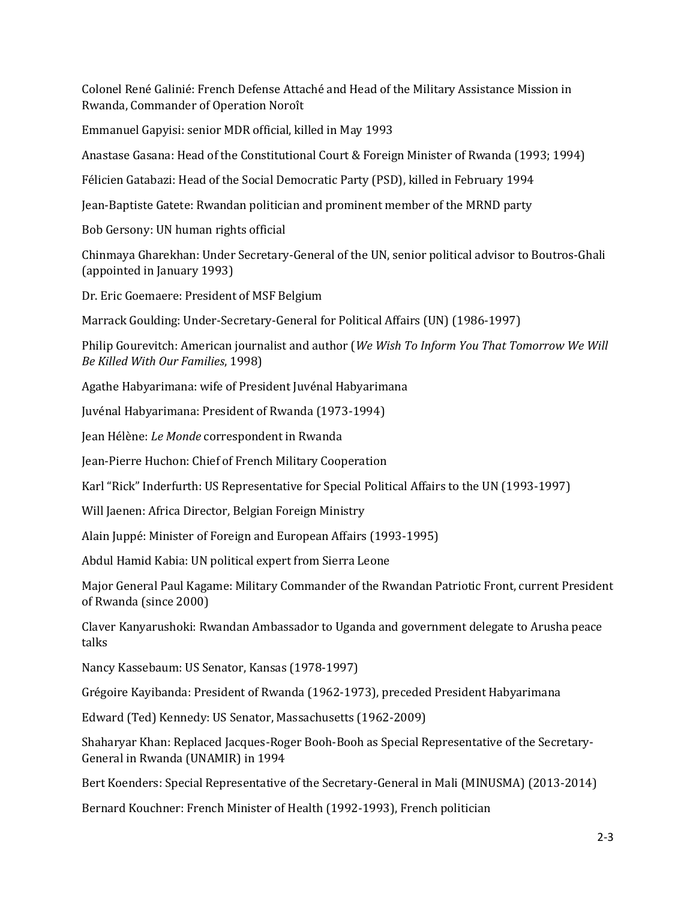Colonel René Galinié: French Defense Attaché and Head of the Military Assistance Mission in Rwanda, Commander of Operation Noroît

Emmanuel Gapyisi: senior MDR official, killed in May 1993

Anastase Gasana: Head of the Constitutional Court & Foreign Minister of Rwanda (1993; 1994)

Félicien Gatabazi: Head of the Social Democratic Party (PSD), killed in February 1994

Jean-Baptiste Gatete: Rwandan politician and prominent member of the MRND party

Bob Gersony: UN human rights official

Chinmaya Gharekhan: Under Secretary-General of the UN, senior political advisor to Boutros-Ghali (appointed in January 1993)

Dr. Eric Goemaere: President of MSF Belgium

Marrack Goulding: Under-Secretary-General for Political Affairs (UN) (1986-1997)

Philip Gourevitch: American journalist and author (*We Wish To Inform You That Tomorrow We Will Be Killed With Our Families*, 1998)

Agathe Habyarimana: wife of President Juvénal Habyarimana

Juvénal Habyarimana: President of Rwanda (1973-1994)

Jean Hélène: *Le Monde* correspondent in Rwanda

Jean-Pierre Huchon: Chief of French Military Cooperation

Karl "Rick" Inderfurth: US Representative for Special Political Affairs to the UN (1993-1997)

Will Jaenen: Africa Director, Belgian Foreign Ministry

Alain Juppé: Minister of Foreign and European Affairs (1993-1995)

Abdul Hamid Kabia: UN political expert from Sierra Leone

Major General Paul Kagame: Military Commander of the Rwandan Patriotic Front, current President of Rwanda (since 2000)

Claver Kanyarushoki: Rwandan Ambassador to Uganda and government delegate to Arusha peace talks

Nancy Kassebaum: US Senator, Kansas (1978-1997)

Grégoire Kayibanda: President of Rwanda (1962-1973), preceded President Habyarimana

Edward (Ted) Kennedy: US Senator, Massachusetts (1962-2009)

Shaharyar Khan: Replaced Jacques-Roger Booh-Booh as Special Representative of the Secretary-General in Rwanda (UNAMIR) in 1994

Bert Koenders: Special Representative of the Secretary-General in Mali (MINUSMA) (2013-2014)

Bernard Kouchner: French Minister of Health (1992-1993), French politician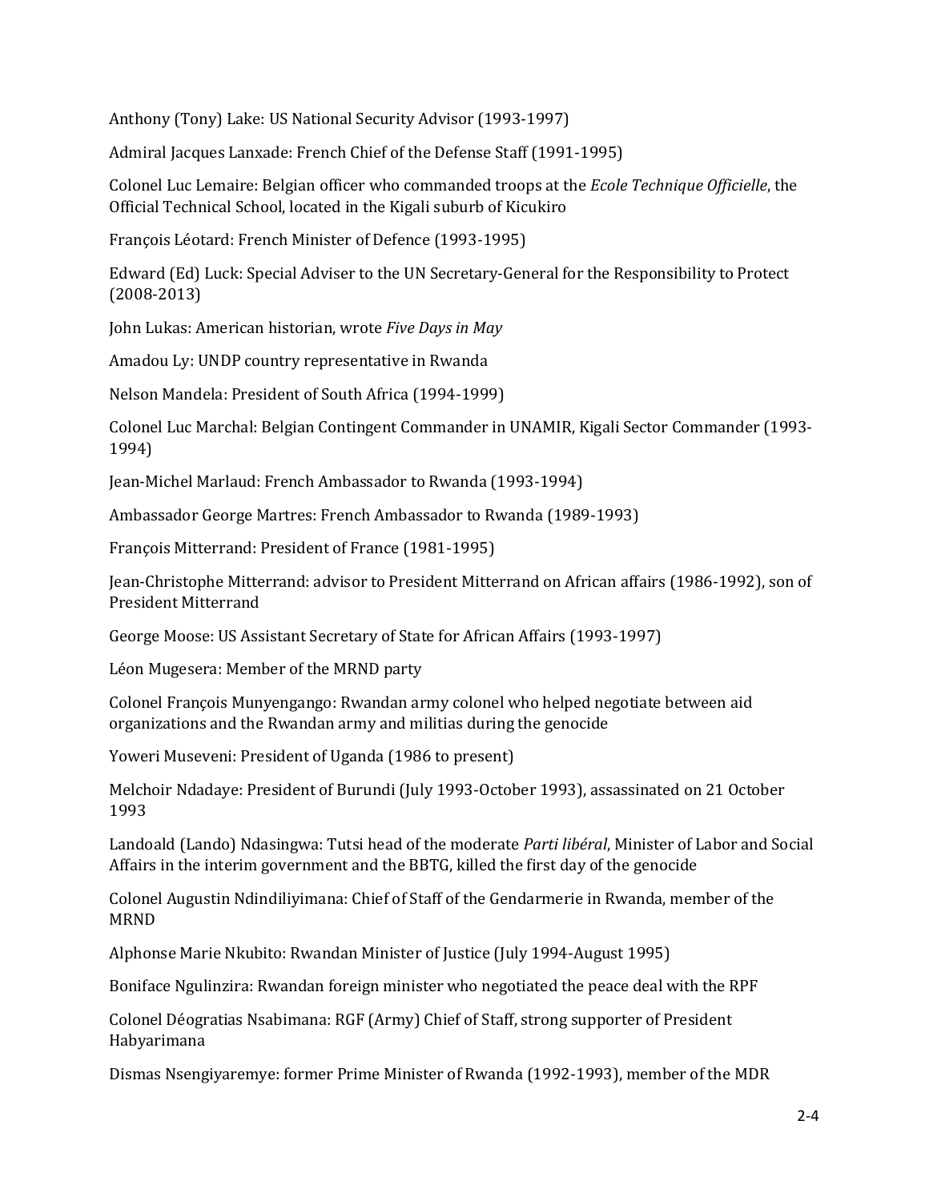Anthony (Tony) Lake: US National Security Advisor (1993-1997)

Admiral Jacques Lanxade: French Chief of the Defense Staff (1991-1995)

Colonel Luc Lemaire: Belgian officer who commanded troops at the *Ecole Technique Officielle*, the Official Technical School, located in the Kigali suburb of Kicukiro

François Léotard: French Minister of Defence (1993-1995)

Edward (Ed) Luck: Special Adviser to the UN Secretary-General for the Responsibility to Protect (2008-2013)

John Lukas: American historian, wrote *Five Days in May*

Amadou Ly: UNDP country representative in Rwanda

Nelson Mandela: President of South Africa (1994-1999)

Colonel Luc Marchal: Belgian Contingent Commander in UNAMIR, Kigali Sector Commander (1993-1994)

Jean-Michel Marlaud: French Ambassador to Rwanda (1993-1994)

Ambassador George Martres: French Ambassador to Rwanda (1989-1993)

François Mitterrand: President of France (1981-1995)

Jean-Christophe Mitterrand: advisor to President Mitterrand on African affairs (1986-1992), son of President Mitterrand

George Moose: US Assistant Secretary of State for African Affairs (1993-1997)

Léon Mugesera: Member of the MRND party

Colonel François Munyengango: Rwandan army colonel who helped negotiate between aid organizations and the Rwandan army and militias during the genocide

Yoweri Museveni: President of Uganda (1986 to present)

Melchoir Ndadaye: President of Burundi (July 1993-October 1993), assassinated on 21 October 1993

Landoald (Lando) Ndasingwa: Tutsi head of the moderate *Parti libéral*, Minister of Labor and Social Affairs in the interim government and the BBTG, killed the first day of the genocide

Colonel Augustin Ndindiliyimana: Chief of Staff of the Gendarmerie in Rwanda, member of the MRND

Alphonse Marie Nkubito: Rwandan Minister of Justice (July 1994-August 1995)

Boniface Ngulinzira: Rwandan foreign minister who negotiated the peace deal with the RPF

Colonel Déogratias Nsabimana: RGF (Army) Chief of Staff, strong supporter of President Habyarimana

Dismas Nsengiyaremye: former Prime Minister of Rwanda (1992-1993), member of the MDR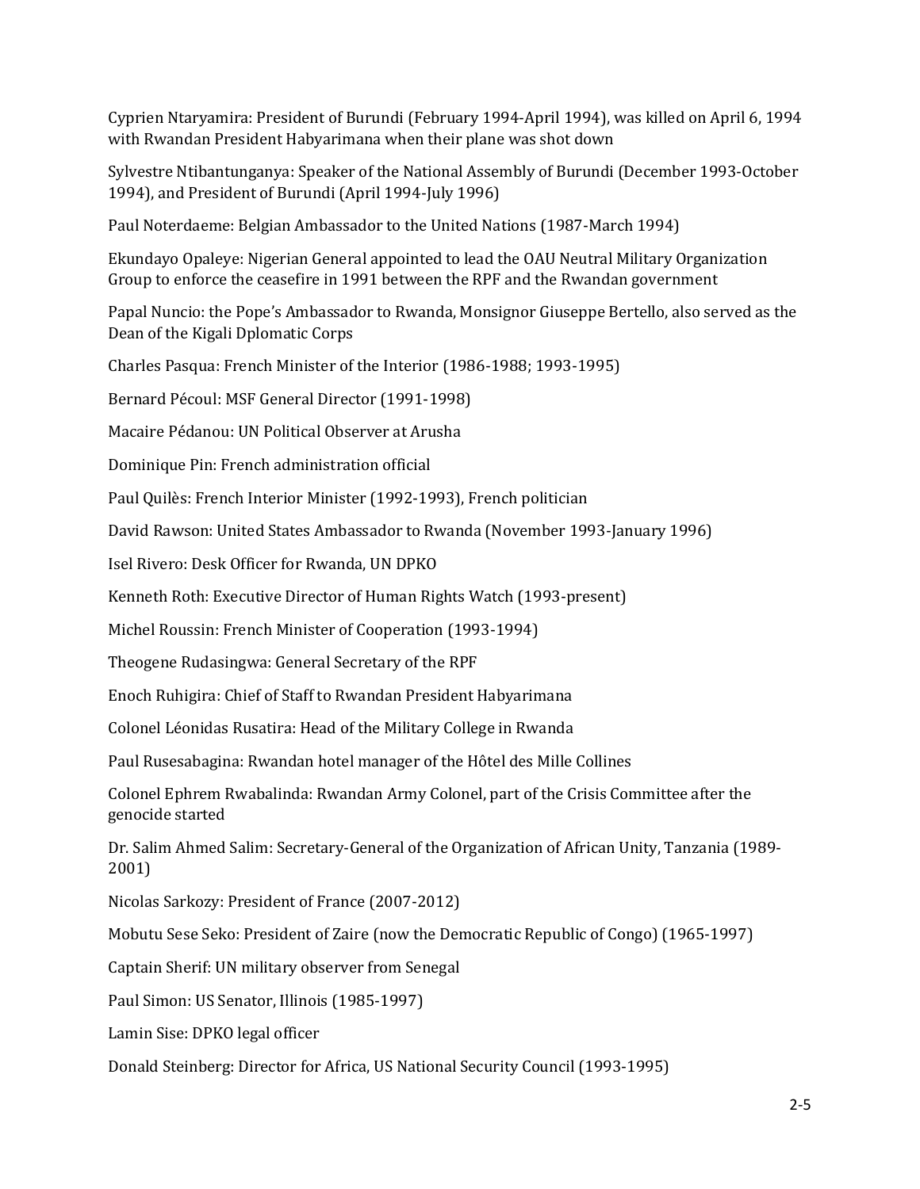Cyprien Ntaryamira: President of Burundi (February 1994-April 1994), was killed on April 6, 1994 with Rwandan President Habyarimana when their plane was shot down

Sylvestre Ntibantunganya: Speaker of the National Assembly of Burundi (December 1993-October 1994), and President of Burundi (April 1994-July 1996)

Paul Noterdaeme: Belgian Ambassador to the United Nations (1987-March 1994)

Ekundayo Opaleye: Nigerian General appointed to lead the OAU Neutral Military Organization Group to enforce the ceasefire in 1991 between the RPF and the Rwandan government

Papal Nuncio: the Pope's Ambassador to Rwanda, Monsignor Giuseppe Bertello, also served as the Dean of the Kigali Dplomatic Corps

Charles Pasqua: French Minister of the Interior (1986-1988; 1993-1995)

Bernard Pécoul: MSF General Director (1991-1998)

Macaire Pédanou: UN Political Observer at Arusha

Dominique Pin: French administration official

Paul Quilès: French Interior Minister (1992-1993), French politician

David Rawson: United States Ambassador to Rwanda (November 1993-January 1996)

Isel Rivero: Desk Officer for Rwanda, UN DPKO

Kenneth Roth: Executive Director of Human Rights Watch (1993-present)

Michel Roussin: French Minister of Cooperation (1993-1994)

Theogene Rudasingwa: General Secretary of the RPF

Enoch Ruhigira: Chief of Staff to Rwandan President Habyarimana

Colonel Léonidas Rusatira: Head of the Military College in Rwanda

Paul Rusesabagina: Rwandan hotel manager of the Hôtel des Mille Collines

Colonel Ephrem Rwabalinda: Rwandan Army Colonel, part of the Crisis Committee after the genocide started

Dr. Salim Ahmed Salim: Secretary-General of the Organization of African Unity, Tanzania (1989-2001)

Nicolas Sarkozy: President of France (2007-2012)

Mobutu Sese Seko: President of Zaire (now the Democratic Republic of Congo) (1965-1997)

Captain Sherif: UN military observer from Senegal

Paul Simon: US Senator, Illinois (1985-1997)

Lamin Sise: DPKO legal officer

Donald Steinberg: Director for Africa, US National Security Council (1993-1995)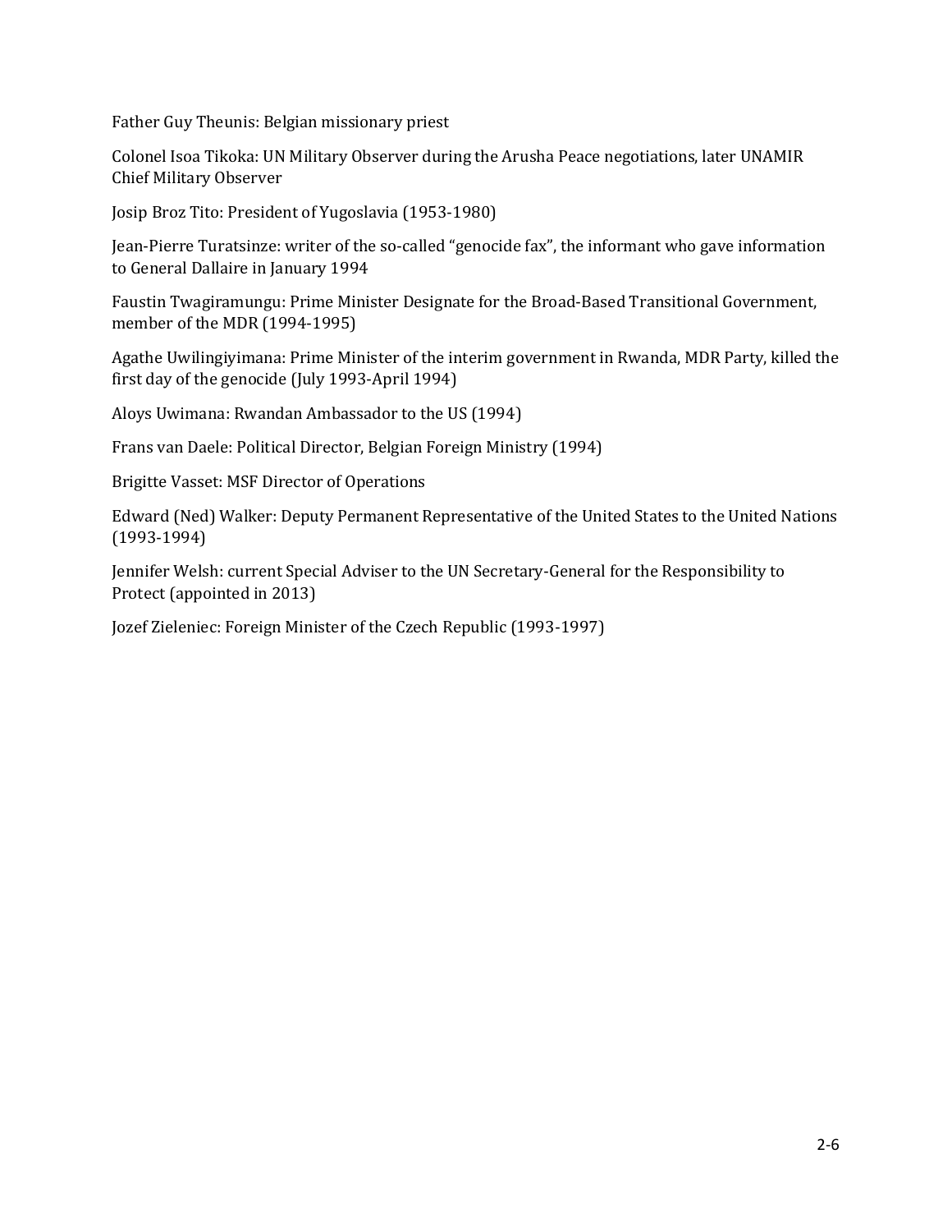Father Guy Theunis: Belgian missionary priest

Colonel Isoa Tikoka: UN Military Observer during the Arusha Peace negotiations, later UNAMIR Chief Military Observer

Josip Broz Tito: President of Yugoslavia (1953-1980)

Jean-Pierre Turatsinze: writer of the so-called "genocide fax", the informant who gave information to General Dallaire in January 1994

Faustin Twagiramungu: Prime Minister Designate for the Broad-Based Transitional Government, member of the MDR (1994-1995)

Agathe Uwilingiyimana: Prime Minister of the interim government in Rwanda, MDR Party, killed the first day of the genocide (July 1993-April 1994)

Aloys Uwimana: Rwandan Ambassador to the US (1994)

Frans van Daele: Political Director, Belgian Foreign Ministry (1994)

Brigitte Vasset: MSF Director of Operations

Edward (Ned) Walker: Deputy Permanent Representative of the United States to the United Nations (1993-1994)

Jennifer Welsh: current Special Adviser to the UN Secretary-General for the Responsibility to Protect (appointed in 2013)

Jozef Zieleniec: Foreign Minister of the Czech Republic (1993-1997)